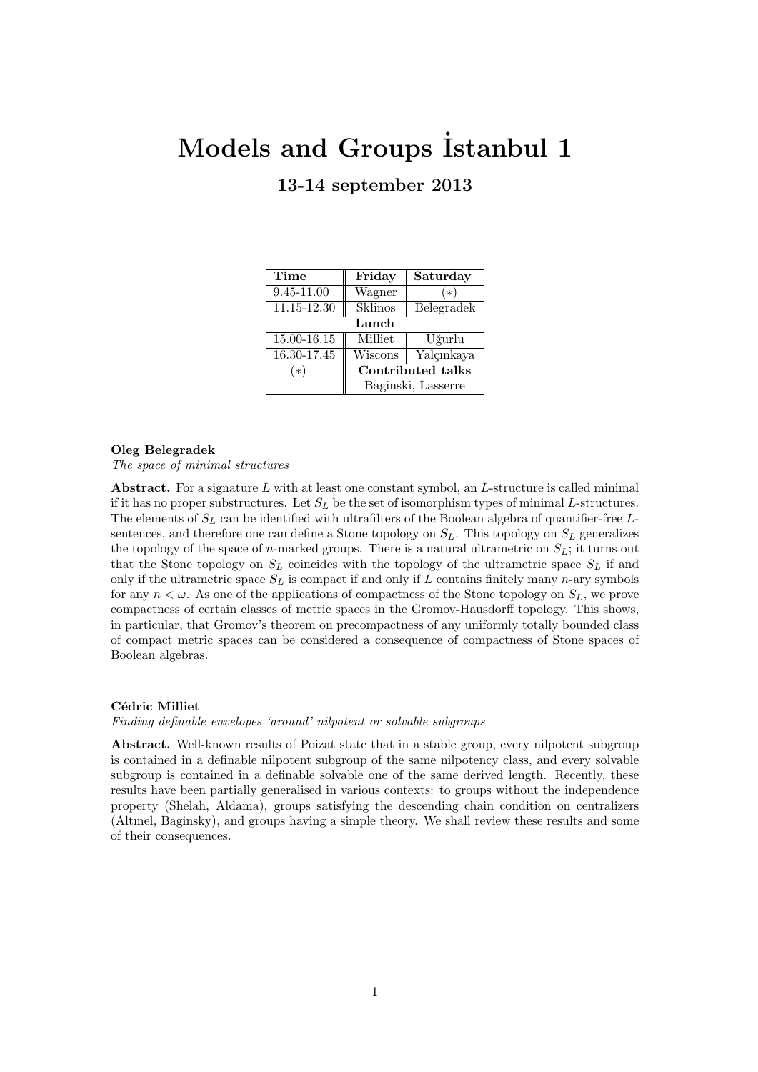# Models and Groups İstanbul 1

## 13-14 september 2013

| Time | Friday | Saturday |
|---|---|---|
| 9.45-11.00 | Wagner | (*) |
| 11.15-12.30 | Sklinos | Belegradek |
| Lunch | | |
| 15.00-16.15 | Milliet | Uğurlu |
| 16.30-17.45 | Wiscons | Yalçınkaya |
| (*) | Contributed talks | |
| | Baginski, Lasserre | |

**Oleg Belegradek**

*The space of minimal structures*

**Abstract.** For a signature $L$ with at least one constant symbol, an $L$-structure is called minimal if it has no proper substructures. Let $S_L$ be the set of isomorphism types of minimal $L$-structures. The elements of $S_L$ can be identified with ultrafilters of the Boolean algebra of quantifier-free $L$-sentences, and therefore one can define a Stone topology on $S_L$. This topology on $S_L$ generalizes the topology of the space of $n$-marked groups. There is a natural ultrametric on $S_L$; it turns out that the Stone topology on $S_L$ coincides with the topology of the ultrametric space $S_L$ if and only if the ultrametric space $S_L$ is compact if and only if $L$ contains finitely many $n$-ary symbols for any $n < \omega$. As one of the applications of compactness of the Stone topology on $S_L$, we prove compactness of certain classes of metric spaces in the Gromov-Hausdorff topology. This shows, in particular, that Gromov's theorem on precompactness of any uniformly totally bounded class of compact metric spaces can be considered a consequence of compactness of Stone spaces of Boolean algebras.

**Cédric Milliet**

*Finding definable envelopes 'around' nilpotent or solvable subgroups*

**Abstract.** Well-known results of Poizat state that in a stable group, every nilpotent subgroup is contained in a definable nilpotent subgroup of the same nilpotency class, and every solvable subgroup is contained in a definable solvable one of the same derived length. Recently, these results have been partially generalised in various contexts: to groups without the independence property (Shelah, Aldama), groups satisfying the descending chain condition on centralizers (Altınel, Baginsky), and groups having a simple theory. We shall review these results and some of their consequences.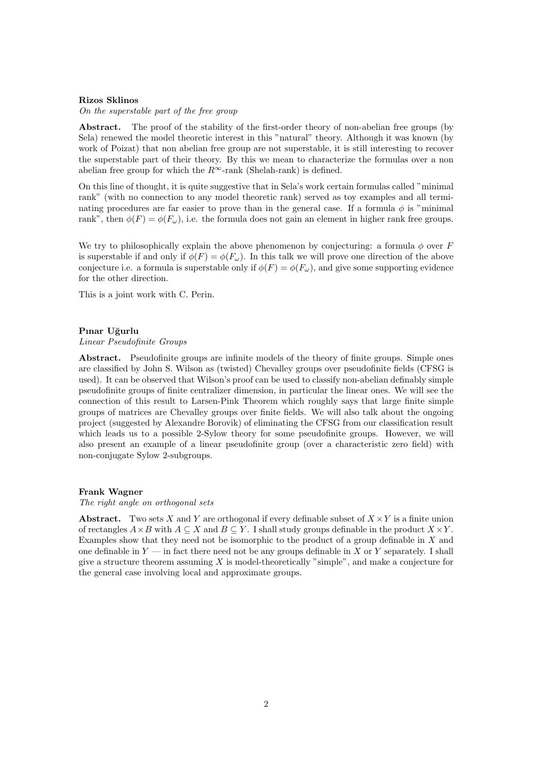**Rizos Sklinos**

*On the superstable part of the free group*

**Abstract.** The proof of the stability of the first-order theory of non-abelian free groups (by Sela) renewed the model theoretic interest in this "natural" theory. Although it was known (by work of Poizat) that non abelian free group are not superstable, it is still interesting to recover the superstable part of their theory. By this we mean to characterize the formulas over a non abelian free group for which the $R^{\infty}$-rank (Shelah-rank) is defined.

On this line of thought, it is quite suggestive that in Sela's work certain formulas called "minimal rank" (with no connection to any model theoretic rank) served as toy examples and all terminating procedures are far easier to prove than in the general case. If a formula $\phi$ is "minimal rank", then $\phi(F) = \phi(F_\omega)$, i.e. the formula does not gain an element in higher rank free groups.

We try to philosophically explain the above phenomenon by conjecturing: a formula $\phi$ over $F$ is superstable if and only if $\phi(F) = \phi(F_\omega)$. In this talk we will prove one direction of the above conjecture i.e. a formula is superstable only if $\phi(F) = \phi(F_\omega)$, and give some supporting evidence for the other direction.

This is a joint work with C. Perin.

**Pınar Uğurlu**

*Linear Pseudofinite Groups*

**Abstract.** Pseudofinite groups are infinite models of the theory of finite groups. Simple ones are classified by John S. Wilson as (twisted) Chevalley groups over pseudofinite fields (CFSG is used). It can be observed that Wilson's proof can be used to classify non-abelian definably simple pseudofinite groups of finite centralizer dimension, in particular the linear ones. We will see the connection of this result to Larsen-Pink Theorem which roughly says that large finite simple groups of matrices are Chevalley groups over finite fields. We will also talk about the ongoing project (suggested by Alexandre Borovik) of eliminating the CFSG from our classification result which leads us to a possible 2-Sylow theory for some pseudofinite groups. However, we will also present an example of a linear pseudofinite group (over a characteristic zero field) with non-conjugate Sylow 2-subgroups.

**Frank Wagner**

*The right angle on orthogonal sets*

**Abstract.** Two sets $X$ and $Y$ are orthogonal if every definable subset of $X \times Y$ is a finite union of rectangles $A \times B$ with $A \subseteq X$ and $B \subseteq Y$. I shall study groups definable in the product $X \times Y$. Examples show that they need not be isomorphic to the product of a group definable in $X$ and one definable in $Y$ — in fact there need not be any groups definable in $X$ or $Y$ separately. I shall give a structure theorem assuming $X$ is model-theoretically "simple", and make a conjecture for the general case involving local and approximate groups.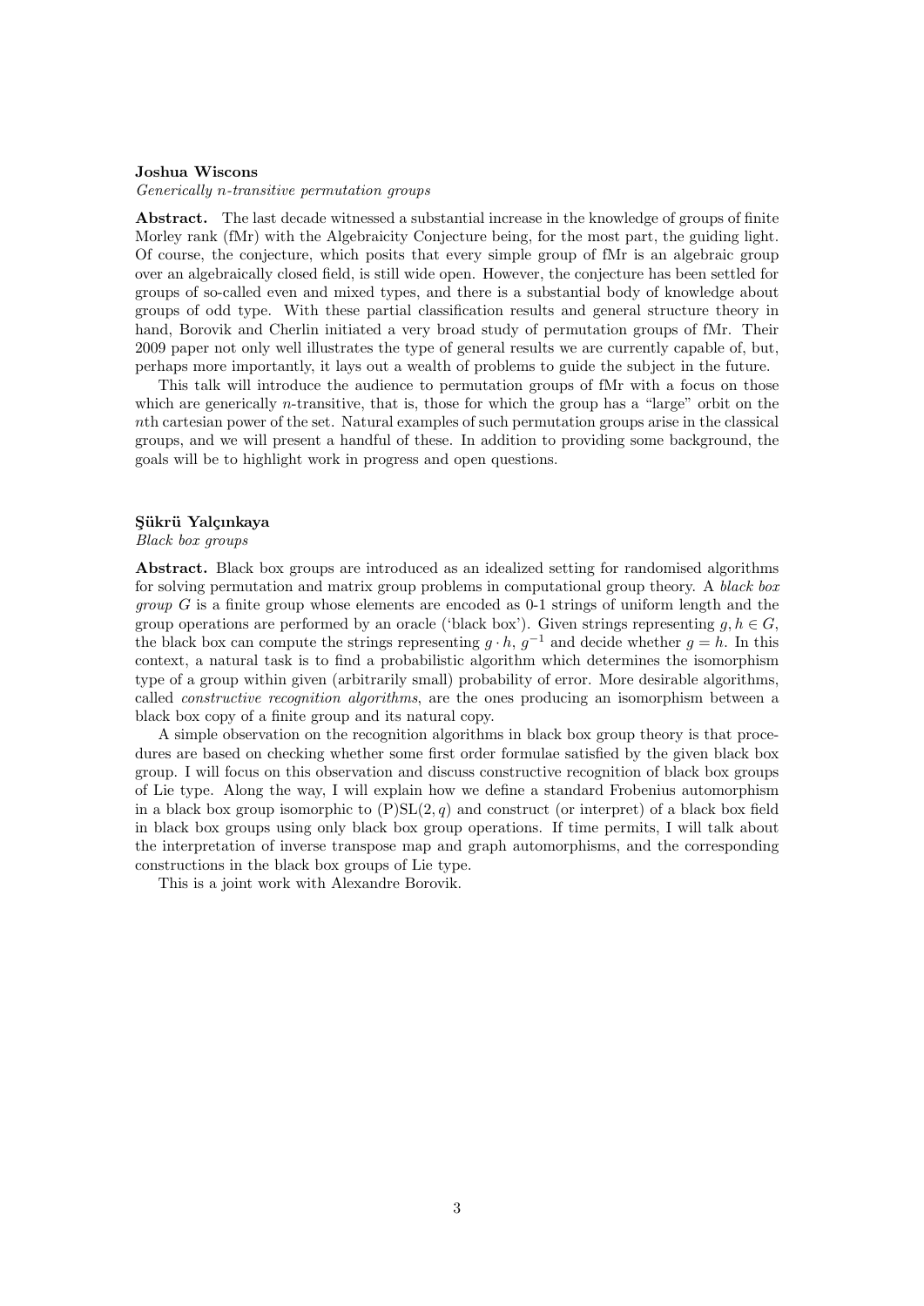**Joshua Wiscons**

*Generically n-transitive permutation groups*

**Abstract.** The last decade witnessed a substantial increase in the knowledge of groups of finite Morley rank (fMr) with the Algebraicity Conjecture being, for the most part, the guiding light. Of course, the conjecture, which posits that every simple group of fMr is an algebraic group over an algebraically closed field, is still wide open. However, the conjecture has been settled for groups of so-called even and mixed types, and there is a substantial body of knowledge about groups of odd type. With these partial classification results and general structure theory in hand, Borovik and Cherlin initiated a very broad study of permutation groups of fMr. Their 2009 paper not only well illustrates the type of general results we are currently capable of, but, perhaps more importantly, it lays out a wealth of problems to guide the subject in the future.

This talk will introduce the audience to permutation groups of fMr with a focus on those which are generically $n$-transitive, that is, those for which the group has a "large" orbit on the $n$th cartesian power of the set. Natural examples of such permutation groups arise in the classical groups, and we will present a handful of these. In addition to providing some background, the goals will be to highlight work in progress and open questions.

**Şükrü Yalçınkaya**

*Black box groups*

**Abstract.** Black box groups are introduced as an idealized setting for randomised algorithms for solving permutation and matrix group problems in computational group theory. A *black box group* $G$ is a finite group whose elements are encoded as 0-1 strings of uniform length and the group operations are performed by an oracle ('black box'). Given strings representing $g, h \in G$, the black box can compute the strings representing $g \cdot h$, $g^{-1}$ and decide whether $g = h$. In this context, a natural task is to find a probabilistic algorithm which determines the isomorphism type of a group within given (arbitrarily small) probability of error. More desirable algorithms, called *constructive recognition algorithms*, are the ones producing an isomorphism between a black box copy of a finite group and its natural copy.

A simple observation on the recognition algorithms in black box group theory is that procedures are based on checking whether some first order formulae satisfied by the given black box group. I will focus on this observation and discuss constructive recognition of black box groups of Lie type. Along the way, I will explain how we define a standard Frobenius automorphism in a black box group isomorphic to $(\mathrm{P})\mathrm{SL}(2, q)$ and construct (or interpret) of a black box field in black box groups using only black box group operations. If time permits, I will talk about the interpretation of inverse transpose map and graph automorphisms, and the corresponding constructions in the black box groups of Lie type.

This is a joint work with Alexandre Borovik.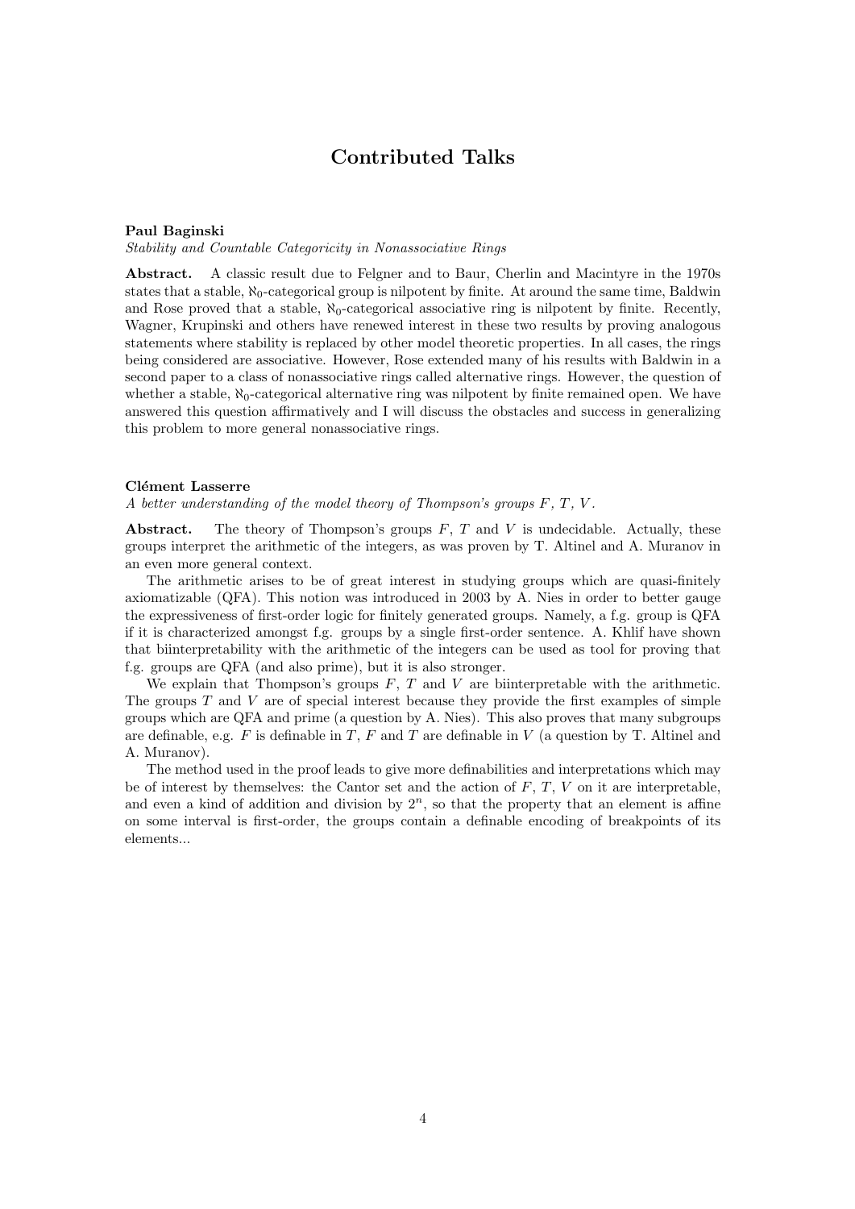# Contributed Talks

**Paul Baginski**

*Stability and Countable Categoricity in Nonassociative Rings*

**Abstract.** A classic result due to Felgner and to Baur, Cherlin and Macintyre in the 1970s states that a stable, $\aleph_0$-categorical group is nilpotent by finite. At around the same time, Baldwin and Rose proved that a stable, $\aleph_0$-categorical associative ring is nilpotent by finite. Recently, Wagner, Krupinski and others have renewed interest in these two results by proving analogous statements where stability is replaced by other model theoretic properties. In all cases, the rings being considered are associative. However, Rose extended many of his results with Baldwin in a second paper to a class of nonassociative rings called alternative rings. However, the question of whether a stable, $\aleph_0$-categorical alternative ring was nilpotent by finite remained open. We have answered this question affirmatively and I will discuss the obstacles and success in generalizing this problem to more general nonassociative rings.

**Clément Lasserre**

*A better understanding of the model theory of Thompson's groups $F$, $T$, $V$.*

**Abstract.** The theory of Thompson's groups $F$, $T$ and $V$ is undecidable. Actually, these groups interpret the arithmetic of the integers, as was proven by T. Altinel and A. Muranov in an even more general context.

The arithmetic arises to be of great interest in studying groups which are quasi-finitely axiomatizable (QFA). This notion was introduced in 2003 by A. Nies in order to better gauge the expressiveness of first-order logic for finitely generated groups. Namely, a f.g. group is QFA if it is characterized amongst f.g. groups by a single first-order sentence. A. Khlif have shown that biinterpretability with the arithmetic of the integers can be used as tool for proving that f.g. groups are QFA (and also prime), but it is also stronger.

We explain that Thompson's groups $F$, $T$ and $V$ are biinterpretable with the arithmetic. The groups $T$ and $V$ are of special interest because they provide the first examples of simple groups which are QFA and prime (a question by A. Nies). This also proves that many subgroups are definable, e.g. $F$ is definable in $T$, $F$ and $T$ are definable in $V$ (a question by T. Altinel and A. Muranov).

The method used in the proof leads to give more definabilities and interpretations which may be of interest by themselves: the Cantor set and the action of $F$, $T$, $V$ on it are interpretable, and even a kind of addition and division by $2^n$, so that the property that an element is affine on some interval is first-order, the groups contain a definable encoding of breakpoints of its elements...